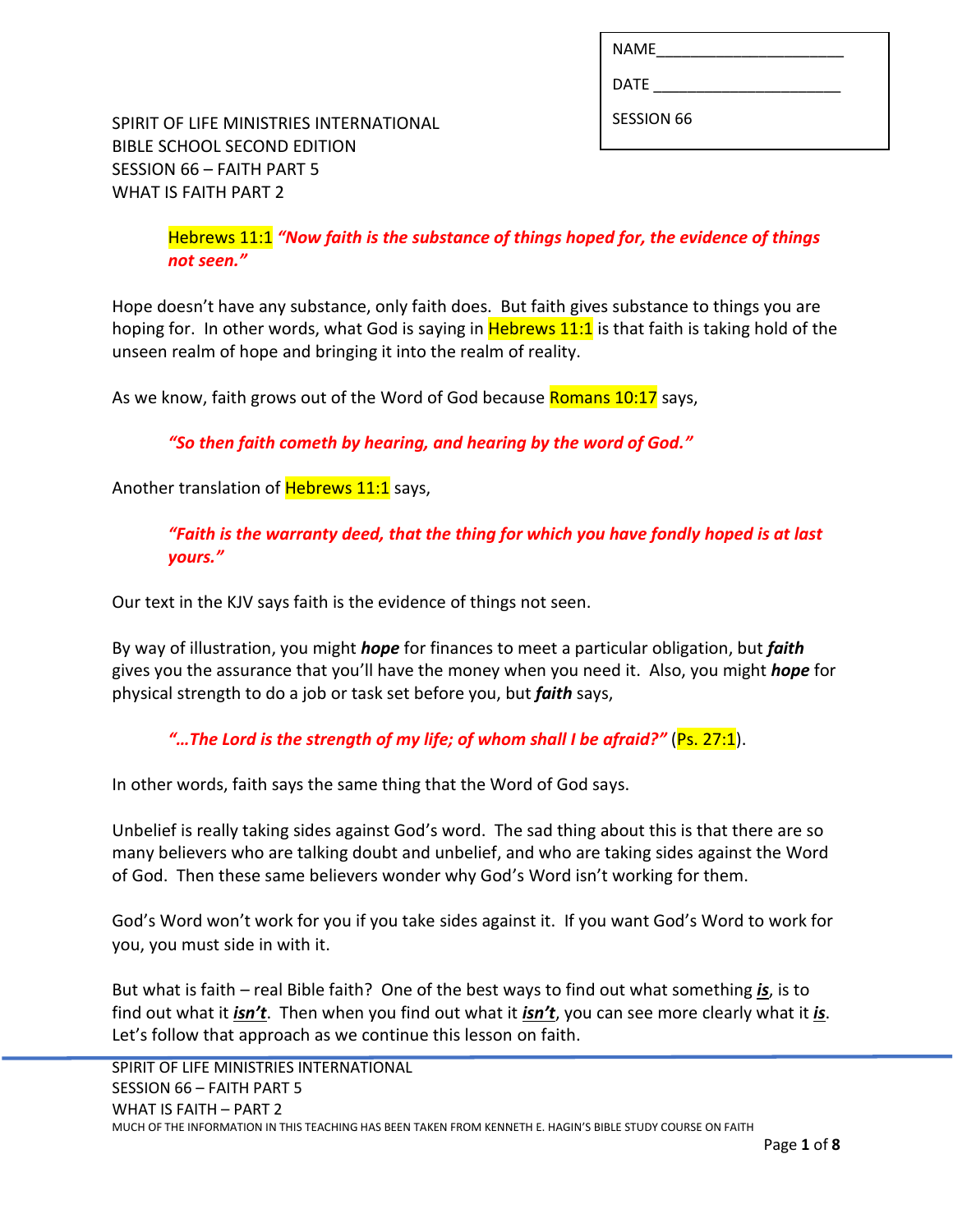NAME______________________

DATE ______________________

SESSION 66

SPIRIT OF LIFE MINISTRIES INTERNATIONAL
BIBLE SCHOOL SECOND EDITION
SESSION 66 – FAITH PART 5
WHAT IS FAITH PART 2

> Hebrews 11:1 ***"Now faith is the substance of things hoped for, the evidence of things not seen."***

Hope doesn't have any substance, only faith does. But faith gives substance to things you are hoping for. In other words, what God is saying in Hebrews 11:1 is that faith is taking hold of the unseen realm of hope and bringing it into the realm of reality.

As we know, faith grows out of the Word of God because Romans 10:17 says,

> ***"So then faith cometh by hearing, and hearing by the word of God."***

Another translation of Hebrews 11:1 says,

> ***"Faith is the warranty deed, that the thing for which you have fondly hoped is at last yours."***

Our text in the KJV says faith is the evidence of things not seen.

By way of illustration, you might ***hope*** for finances to meet a particular obligation, but ***faith*** gives you the assurance that you'll have the money when you need it. Also, you might ***hope*** for physical strength to do a job or task set before you, but ***faith*** says,

> ***"…The Lord is the strength of my life; of whom shall I be afraid?"*** (Ps. 27:1).

In other words, faith says the same thing that the Word of God says.

Unbelief is really taking sides against God's word. The sad thing about this is that there are so many believers who are talking doubt and unbelief, and who are taking sides against the Word of God. Then these same believers wonder why God's Word isn't working for them.

God's Word won't work for you if you take sides against it. If you want God's Word to work for you, you must side in with it.

But what is faith – real Bible faith? One of the best ways to find out what something ***is***, is to find out what it ***isn't***. Then when you find out what it ***isn't***, you can see more clearly what it ***is***. Let's follow that approach as we continue this lesson on faith.

MUCH OF THE INFORMATION IN THIS TEACHING HAS BEEN TAKEN FROM KENNETH E. HAGIN'S BIBLE STUDY COURSE ON FAITH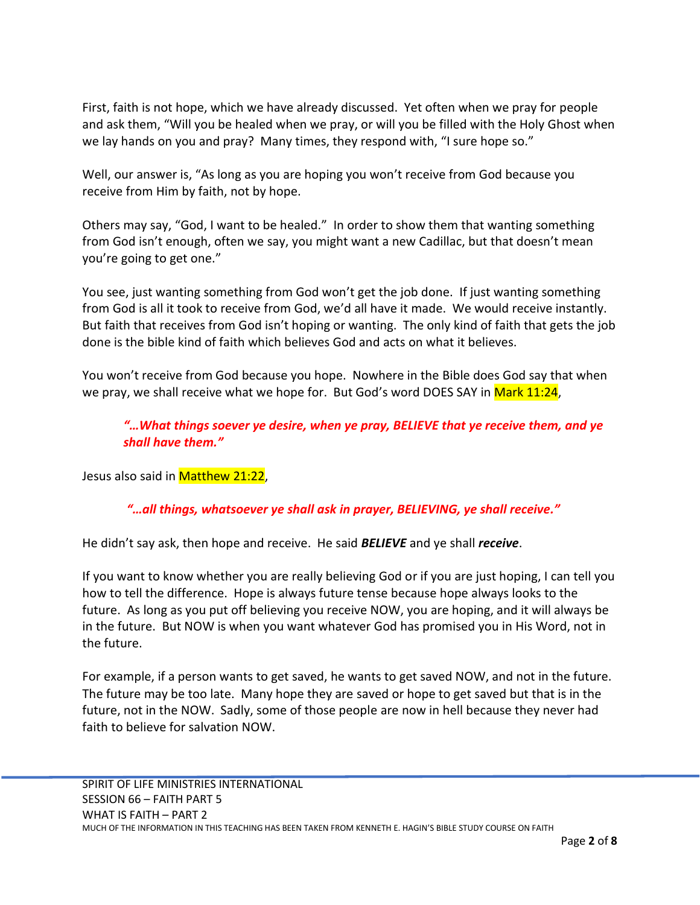First, faith is not hope, which we have already discussed. Yet often when we pray for people and ask them, "Will you be healed when we pray, or will you be filled with the Holy Ghost when we lay hands on you and pray? Many times, they respond with, "I sure hope so."

Well, our answer is, "As long as you are hoping you won't receive from God because you receive from Him by faith, not by hope.

Others may say, "God, I want to be healed." In order to show them that wanting something from God isn't enough, often we say, you might want a new Cadillac, but that doesn't mean you're going to get one."

You see, just wanting something from God won't get the job done. If just wanting something from God is all it took to receive from God, we'd all have it made. We would receive instantly. But faith that receives from God isn't hoping or wanting. The only kind of faith that gets the job done is the bible kind of faith which believes God and acts on what it believes.

You won't receive from God because you hope. Nowhere in the Bible does God say that when we pray, we shall receive what we hope for. But God's word DOES SAY in Mark 11:24,

> ***"…What things soever ye desire, when ye pray, BELIEVE that ye receive them, and ye shall have them."***

Jesus also said in Matthew 21:22,

> ***"…all things, whatsoever ye shall ask in prayer, BELIEVING, ye shall receive."***

He didn't say ask, then hope and receive. He said ***BELIEVE*** and ye shall ***receive***.

If you want to know whether you are really believing God or if you are just hoping, I can tell you how to tell the difference. Hope is always future tense because hope always looks to the future. As long as you put off believing you receive NOW, you are hoping, and it will always be in the future. But NOW is when you want whatever God has promised you in His Word, not in the future.

For example, if a person wants to get saved, he wants to get saved NOW, and not in the future. The future may be too late. Many hope they are saved or hope to get saved but that is in the future, not in the NOW. Sadly, some of those people are now in hell because they never had faith to believe for salvation NOW.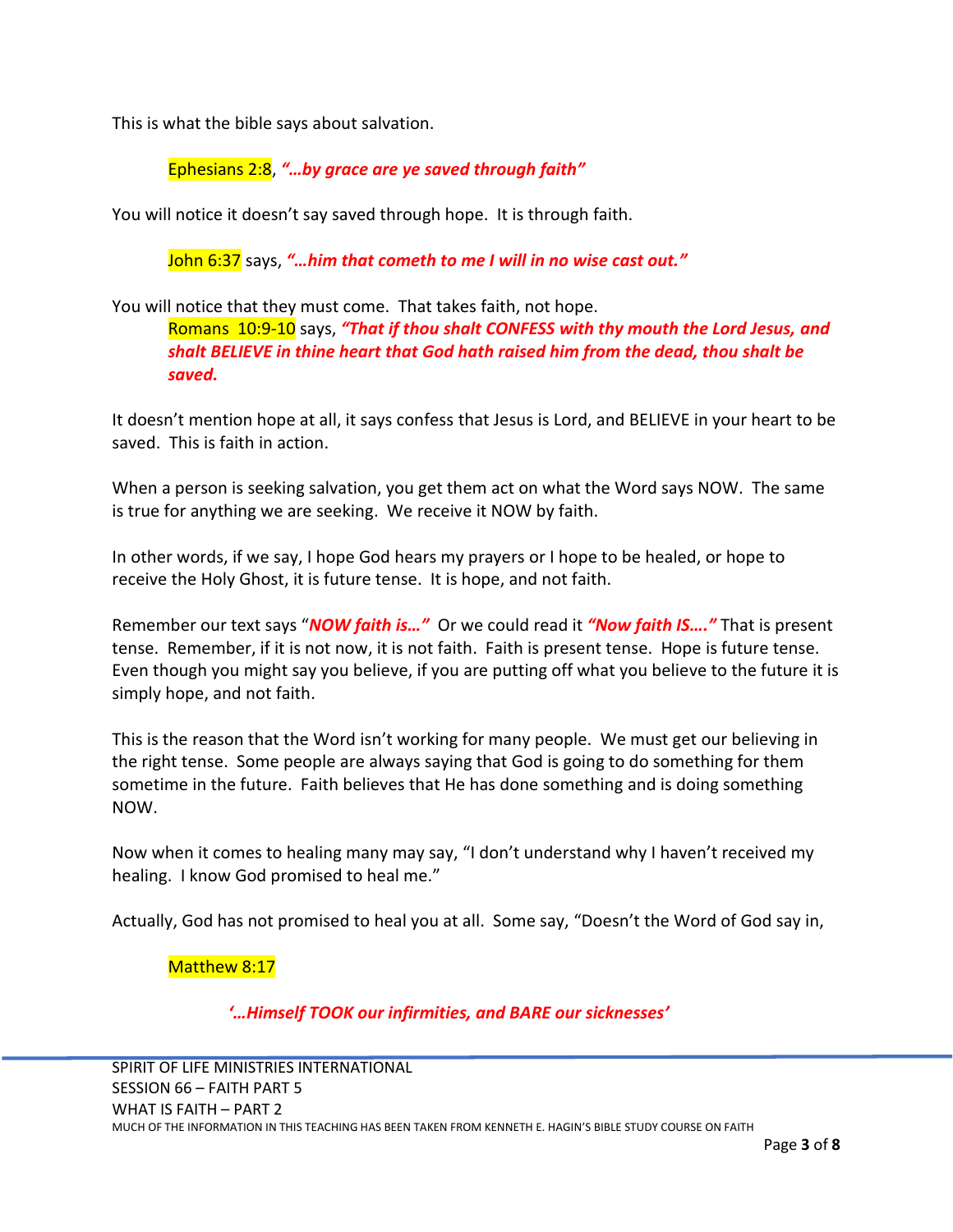This is what the bible says about salvation.

> Ephesians 2:8, ***"…by grace are ye saved through faith"***

You will notice it doesn't say saved through hope. It is through faith.

> John 6:37 says, ***"…him that cometh to me I will in no wise cast out."***

You will notice that they must come. That takes faith, not hope.

> Romans 10:9-10 says, ***"That if thou shalt CONFESS with thy mouth the Lord Jesus, and shalt BELIEVE in thine heart that God hath raised him from the dead, thou shalt be saved.***

It doesn't mention hope at all, it says confess that Jesus is Lord, and BELIEVE in your heart to be saved. This is faith in action.

When a person is seeking salvation, you get them act on what the Word says NOW. The same is true for anything we are seeking. We receive it NOW by faith.

In other words, if we say, I hope God hears my prayers or I hope to be healed, or hope to receive the Holy Ghost, it is future tense. It is hope, and not faith.

Remember our text says "***NOW faith is…"*** Or we could read it ***"Now faith IS…."*** That is present tense. Remember, if it is not now, it is not faith. Faith is present tense. Hope is future tense. Even though you might say you believe, if you are putting off what you believe to the future it is simply hope, and not faith.

This is the reason that the Word isn't working for many people. We must get our believing in the right tense. Some people are always saying that God is going to do something for them sometime in the future. Faith believes that He has done something and is doing something NOW.

Now when it comes to healing many may say, "I don't understand why I haven't received my healing. I know God promised to heal me."

Actually, God has not promised to heal you at all. Some say, "Doesn't the Word of God say in,

> Matthew 8:17
>
> ***'…Himself TOOK our infirmities, and BARE our sicknesses'***

SPIRIT OF LIFE MINISTRIES INTERNATIONAL
SESSION 66 – FAITH PART 5
WHAT IS FAITH – PART 2
MUCH OF THE INFORMATION IN THIS TEACHING HAS BEEN TAKEN FROM KENNETH E. HAGIN'S BIBLE STUDY COURSE ON FAITH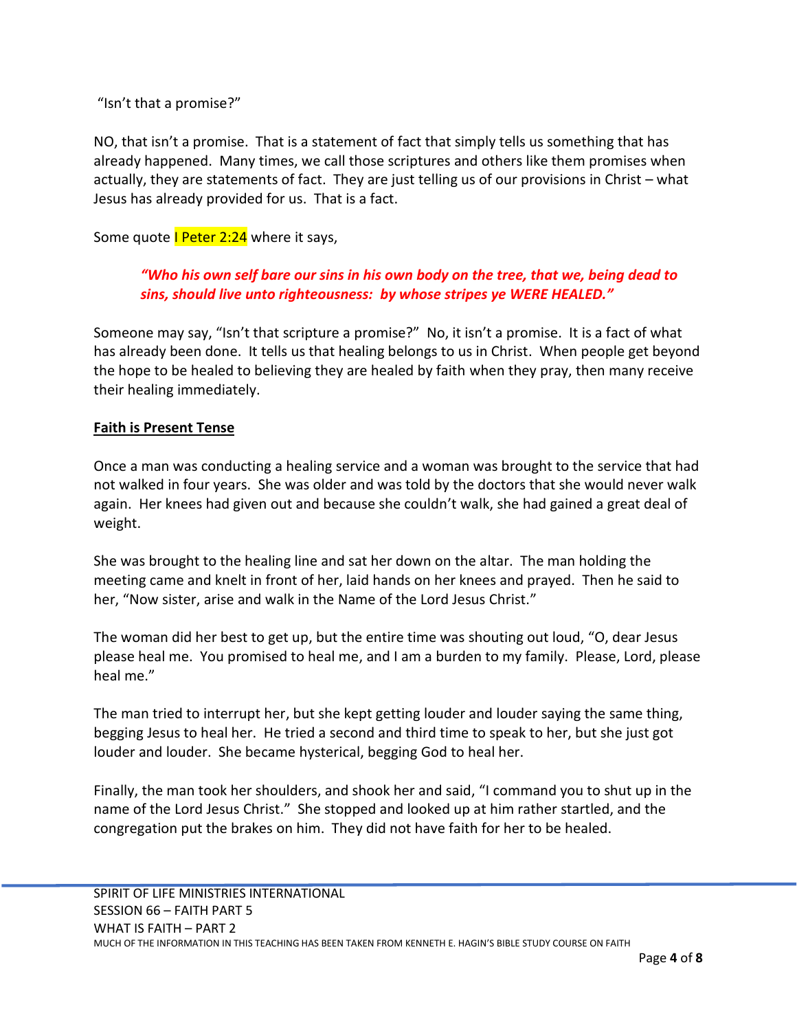"Isn't that a promise?"

NO, that isn't a promise. That is a statement of fact that simply tells us something that has already happened. Many times, we call those scriptures and others like them promises when actually, they are statements of fact. They are just telling us of our provisions in Christ – what Jesus has already provided for us. That is a fact.

Some quote I Peter 2:24 where it says,

> ***"Who his own self bare our sins in his own body on the tree, that we, being dead to sins, should live unto righteousness: by whose stripes ye WERE HEALED."***

Someone may say, "Isn't that scripture a promise?" No, it isn't a promise. It is a fact of what has already been done. It tells us that healing belongs to us in Christ. When people get beyond the hope to be healed to believing they are healed by faith when they pray, then many receive their healing immediately.

## Faith is Present Tense

Once a man was conducting a healing service and a woman was brought to the service that had not walked in four years. She was older and was told by the doctors that she would never walk again. Her knees had given out and because she couldn't walk, she had gained a great deal of weight.

She was brought to the healing line and sat her down on the altar. The man holding the meeting came and knelt in front of her, laid hands on her knees and prayed. Then he said to her, "Now sister, arise and walk in the Name of the Lord Jesus Christ."

The woman did her best to get up, but the entire time was shouting out loud, "O, dear Jesus please heal me. You promised to heal me, and I am a burden to my family. Please, Lord, please heal me."

The man tried to interrupt her, but she kept getting louder and louder saying the same thing, begging Jesus to heal her. He tried a second and third time to speak to her, but she just got louder and louder. She became hysterical, begging God to heal her.

Finally, the man took her shoulders, and shook her and said, "I command you to shut up in the name of the Lord Jesus Christ." She stopped and looked up at him rather startled, and the congregation put the brakes on him. They did not have faith for her to be healed.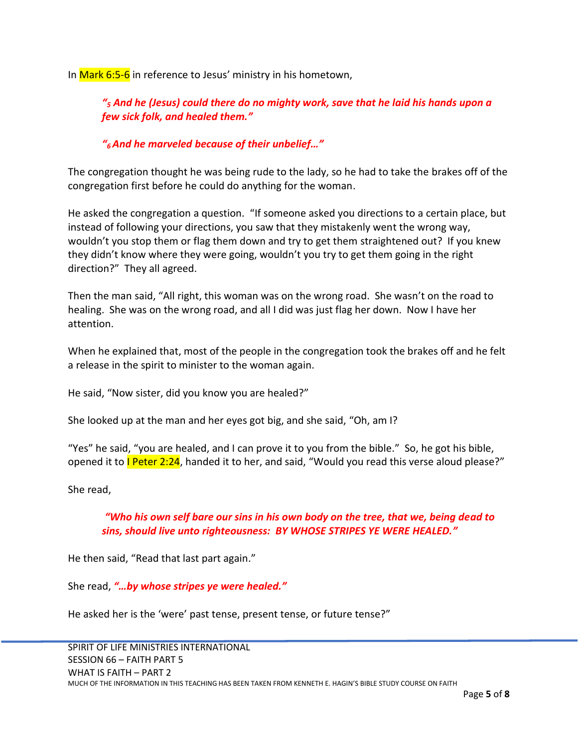In Mark 6:5-6 in reference to Jesus' ministry in his hometown,

> ***"5 And he (Jesus) could there do no mighty work, save that he laid his hands upon a few sick folk, and healed them."***
>
> ***"6 And he marveled because of their unbelief…"***

The congregation thought he was being rude to the lady, so he had to take the brakes off of the congregation first before he could do anything for the woman.

He asked the congregation a question. "If someone asked you directions to a certain place, but instead of following your directions, you saw that they mistakenly went the wrong way, wouldn't you stop them or flag them down and try to get them straightened out? If you knew they didn't know where they were going, wouldn't you try to get them going in the right direction?" They all agreed.

Then the man said, "All right, this woman was on the wrong road. She wasn't on the road to healing. She was on the wrong road, and all I did was just flag her down. Now I have her attention.

When he explained that, most of the people in the congregation took the brakes off and he felt a release in the spirit to minister to the woman again.

He said, "Now sister, did you know you are healed?"

She looked up at the man and her eyes got big, and she said, "Oh, am I?

"Yes" he said, "you are healed, and I can prove it to you from the bible." So, he got his bible, opened it to I Peter 2:24, handed it to her, and said, "Would you read this verse aloud please?"

She read,

> ***"Who his own self bare our sins in his own body on the tree, that we, being dead to sins, should live unto righteousness: BY WHOSE STRIPES YE WERE HEALED."***

He then said, "Read that last part again."

She read, ***"…by whose stripes ye were healed."***

He asked her is the 'were' past tense, present tense, or future tense?"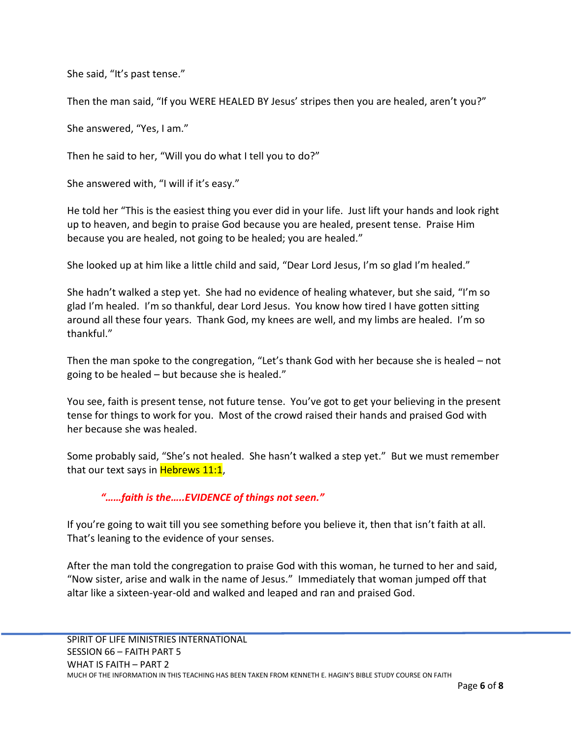She said, "It's past tense."

Then the man said, "If you WERE HEALED BY Jesus' stripes then you are healed, aren't you?"

She answered, "Yes, I am."

Then he said to her, "Will you do what I tell you to do?"

She answered with, "I will if it's easy."

He told her "This is the easiest thing you ever did in your life. Just lift your hands and look right up to heaven, and begin to praise God because you are healed, present tense. Praise Him because you are healed, not going to be healed; you are healed."

She looked up at him like a little child and said, "Dear Lord Jesus, I'm so glad I'm healed."

She hadn't walked a step yet. She had no evidence of healing whatever, but she said, "I'm so glad I'm healed. I'm so thankful, dear Lord Jesus. You know how tired I have gotten sitting around all these four years. Thank God, my knees are well, and my limbs are healed. I'm so thankful."

Then the man spoke to the congregation, "Let's thank God with her because she is healed – not going to be healed – but because she is healed."

You see, faith is present tense, not future tense. You've got to get your believing in the present tense for things to work for you. Most of the crowd raised their hands and praised God with her because she was healed.

Some probably said, "She's not healed. She hasn't walked a step yet." But we must remember that our text says in Hebrews 11:1,

> ***"……faith is the…..EVIDENCE of things not seen."***

If you're going to wait till you see something before you believe it, then that isn't faith at all. That's leaning to the evidence of your senses.

After the man told the congregation to praise God with this woman, he turned to her and said, "Now sister, arise and walk in the name of Jesus." Immediately that woman jumped off that altar like a sixteen-year-old and walked and leaped and ran and praised God.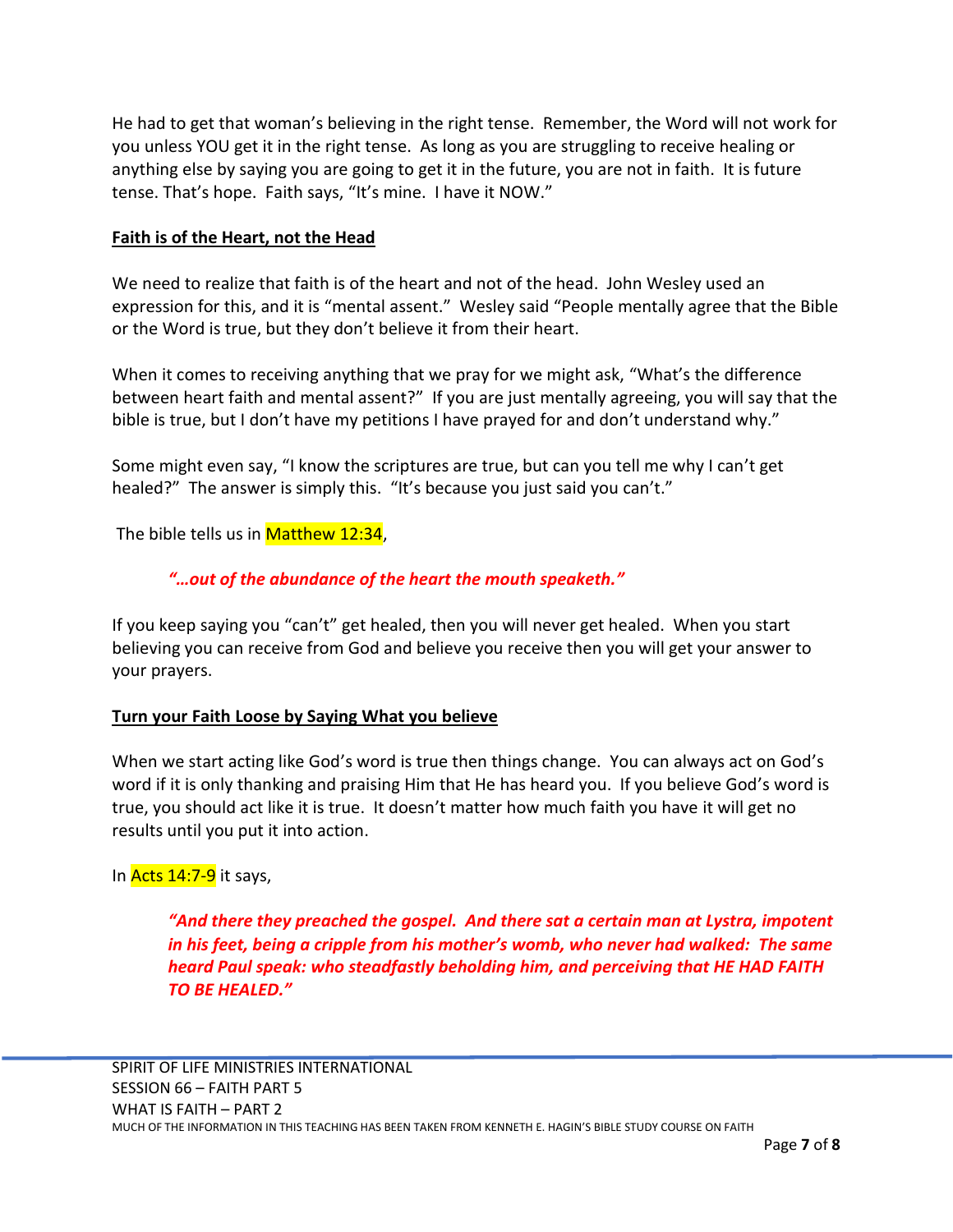He had to get that woman's believing in the right tense. Remember, the Word will not work for you unless YOU get it in the right tense. As long as you are struggling to receive healing or anything else by saying you are going to get it in the future, you are not in faith. It is future tense. That's hope. Faith says, "It's mine. I have it NOW."

**Faith is of the Heart, not the Head**

We need to realize that faith is of the heart and not of the head. John Wesley used an expression for this, and it is "mental assent." Wesley said "People mentally agree that the Bible or the Word is true, but they don't believe it from their heart.

When it comes to receiving anything that we pray for we might ask, "What's the difference between heart faith and mental assent?" If you are just mentally agreeing, you will say that the bible is true, but I don't have my petitions I have prayed for and don't understand why."

Some might even say, "I know the scriptures are true, but can you tell me why I can't get healed?" The answer is simply this. "It's because you just said you can't."

The bible tells us in Matthew 12:34,

> ***"…out of the abundance of the heart the mouth speaketh."***

If you keep saying you "can't" get healed, then you will never get healed. When you start believing you can receive from God and believe you receive then you will get your answer to your prayers.

**Turn your Faith Loose by Saying What you believe**

When we start acting like God's word is true then things change. You can always act on God's word if it is only thanking and praising Him that He has heard you. If you believe God's word is true, you should act like it is true. It doesn't matter how much faith you have it will get no results until you put it into action.

In Acts 14:7-9 it says,

> ***"And there they preached the gospel. And there sat a certain man at Lystra, impotent in his feet, being a cripple from his mother's womb, who never had walked: The same heard Paul speak: who steadfastly beholding him, and perceiving that HE HAD FAITH TO BE HEALED."***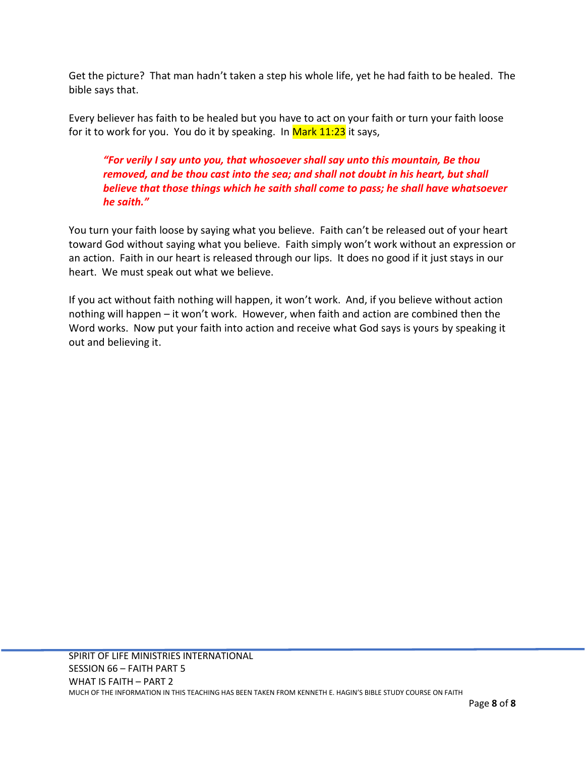Get the picture? That man hadn't taken a step his whole life, yet he had faith to be healed. The bible says that.

Every believer has faith to be healed but you have to act on your faith or turn your faith loose for it to work for you. You do it by speaking. In Mark 11:23 it says,

> ***"For verily I say unto you, that whosoever shall say unto this mountain, Be thou removed, and be thou cast into the sea; and shall not doubt in his heart, but shall believe that those things which he saith shall come to pass; he shall have whatsoever he saith."***

You turn your faith loose by saying what you believe. Faith can't be released out of your heart toward God without saying what you believe. Faith simply won't work without an expression or an action. Faith in our heart is released through our lips. It does no good if it just stays in our heart. We must speak out what we believe.

If you act without faith nothing will happen, it won't work. And, if you believe without action nothing will happen – it won't work. However, when faith and action are combined then the Word works. Now put your faith into action and receive what God says is yours by speaking it out and believing it.